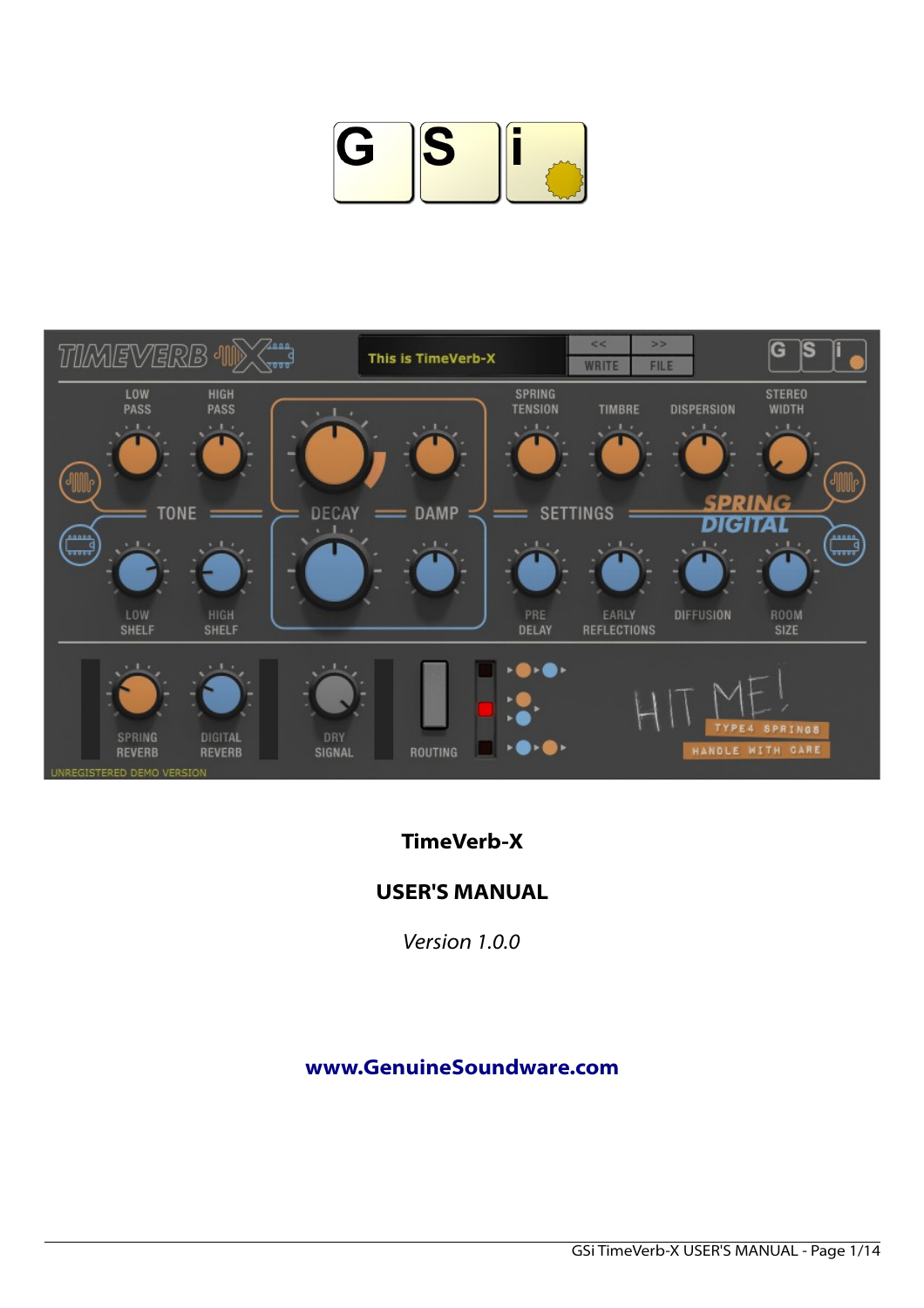# TimeVerb-X

## USER'S MANUAL

*Version 1.0.0*

**www.GenuineSoundware.com**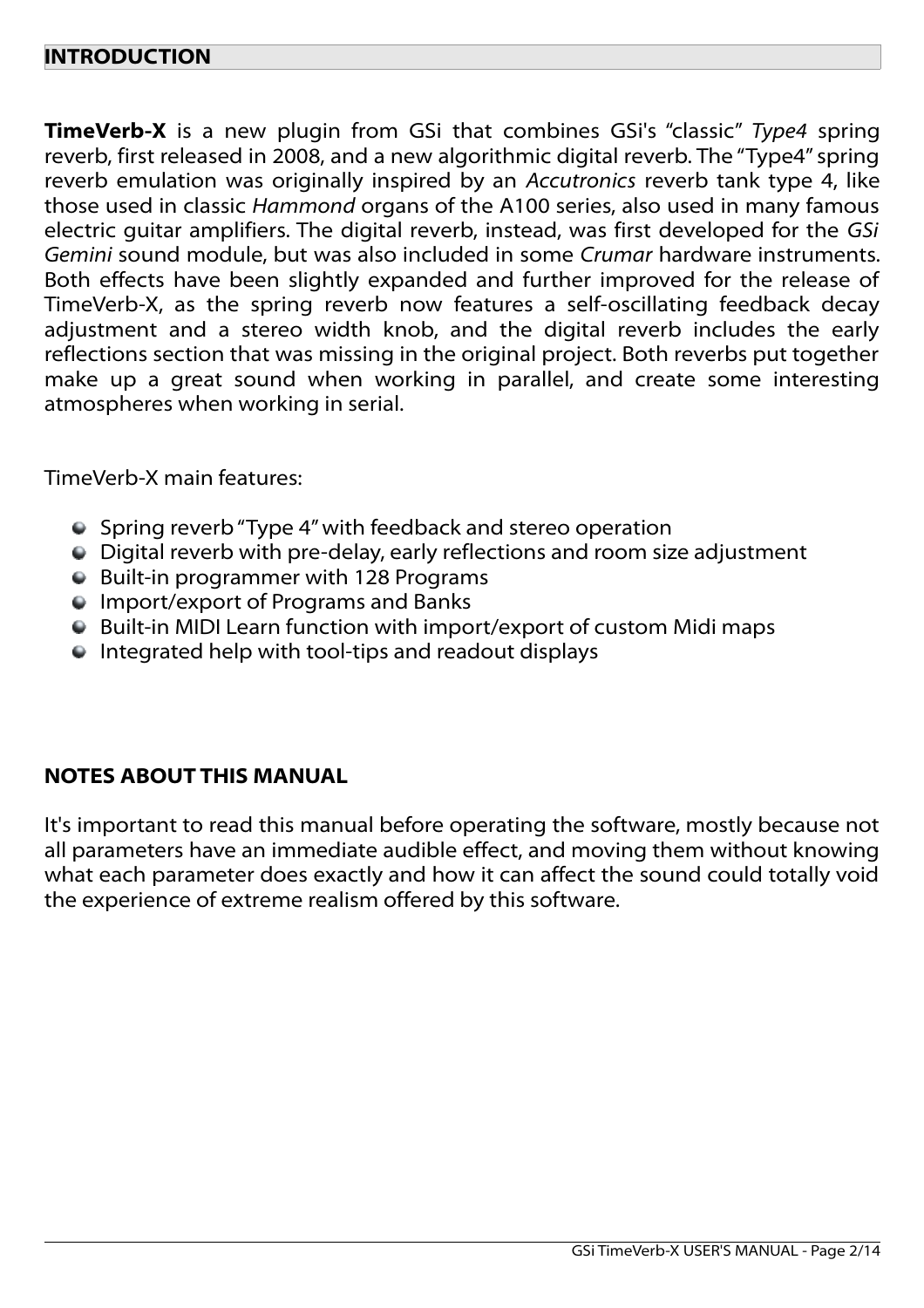## INTRODUCTION

**TimeVerb-X** is a new plugin from GSi that combines GSi's "classic" *Type4* spring reverb, first released in 2008, and a new algorithmic digital reverb. The "Type4" spring reverb emulation was originally inspired by an *Accutronics* reverb tank type 4, like those used in classic *Hammond* organs of the A100 series, also used in many famous electric guitar amplifiers. The digital reverb, instead, was first developed for the *GSi Gemini* sound module, but was also included in some *Crumar* hardware instruments. Both effects have been slightly expanded and further improved for the release of TimeVerb-X, as the spring reverb now features a self-oscillating feedback decay adjustment and a stereo width knob, and the digital reverb includes the early reflections section that was missing in the original project. Both reverbs put together make up a great sound when working in parallel, and create some interesting atmospheres when working in serial.

TimeVerb-X main features:

- Spring reverb "Type 4" with feedback and stereo operation
- Digital reverb with pre-delay, early reflections and room size adjustment
- Built-in programmer with 128 Programs
- Import/export of Programs and Banks
- Built-in MIDI Learn function with import/export of custom Midi maps
- Integrated help with tool-tips and readout displays

### NOTES ABOUT THIS MANUAL

It's important to read this manual before operating the software, mostly because not all parameters have an immediate audible effect, and moving them without knowing what each parameter does exactly and how it can affect the sound could totally void the experience of extreme realism offered by this software.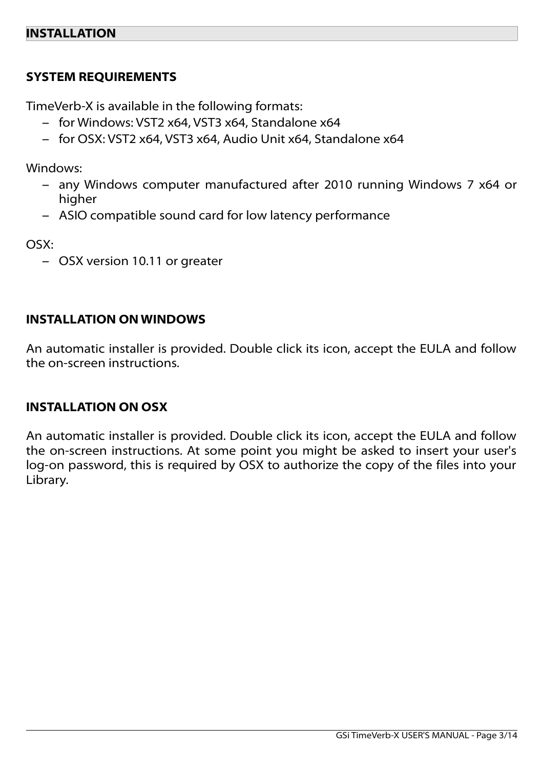# INSTALLATION

## SYSTEM REQUIREMENTS

TimeVerb-X is available in the following formats:

- for Windows: VST2 x64, VST3 x64, Standalone x64
- for OSX: VST2 x64, VST3 x64, Audio Unit x64, Standalone x64

Windows:

- any Windows computer manufactured after 2010 running Windows 7 x64 or higher
- ASIO compatible sound card for low latency performance

OSX:

- OSX version 10.11 or greater

## INSTALLATION ON WINDOWS

An automatic installer is provided. Double click its icon, accept the EULA and follow the on-screen instructions.

## INSTALLATION ON OSX

An automatic installer is provided. Double click its icon, accept the EULA and follow the on-screen instructions. At some point you might be asked to insert your user's log-on password, this is required by OSX to authorize the copy of the files into your Library.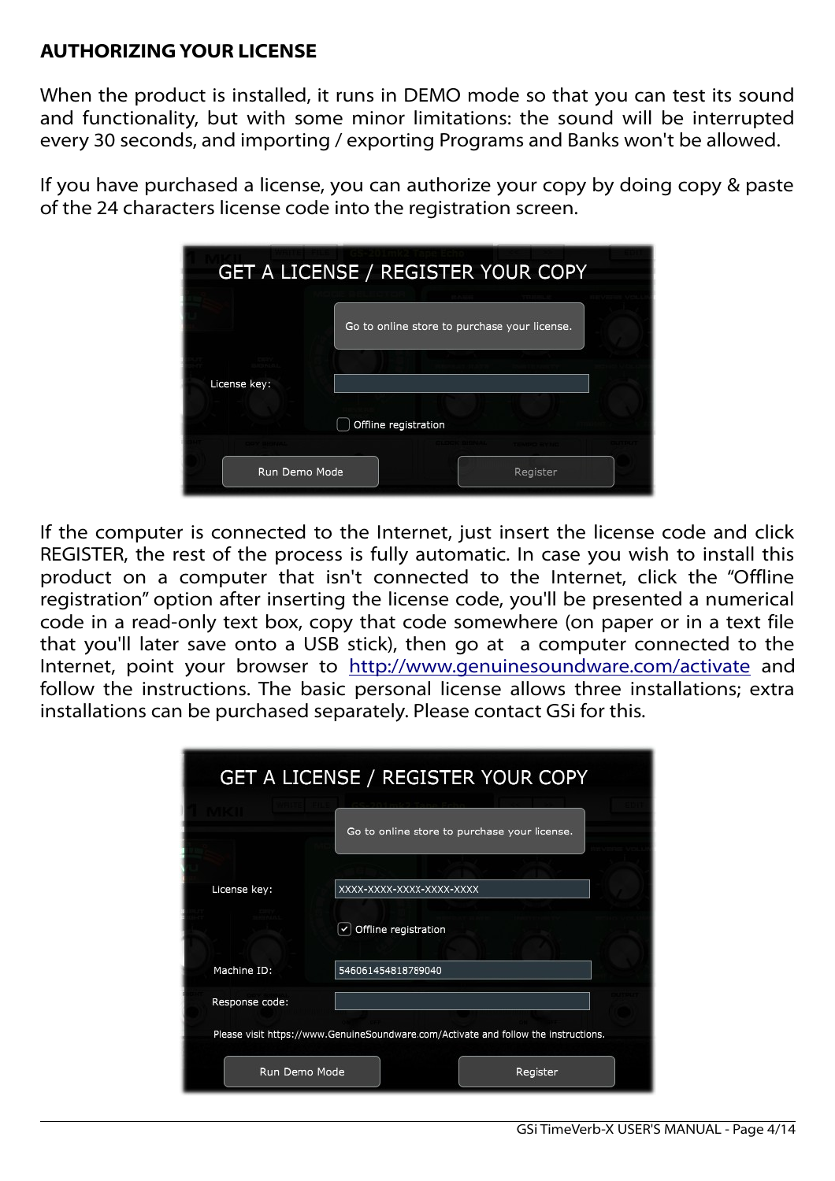**AUTHORIZING YOUR LICENSE**

When the product is installed, it runs in DEMO mode so that you can test its sound and functionality, but with some minor limitations: the sound will be interrupted every 30 seconds, and importing / exporting Programs and Banks won't be allowed.

If you have purchased a license, you can authorize your copy by doing copy & paste of the 24 characters license code into the registration screen.

If the computer is connected to the Internet, just insert the license code and click REGISTER, the rest of the process is fully automatic. In case you wish to install this product on a computer that isn't connected to the Internet, click the “Offline registration” option after inserting the license code, you'll be presented a numerical code in a read-only text box, copy that code somewhere (on paper or in a text file that you'll later save onto a USB stick), then go at a computer connected to the Internet, point your browser to http://www.genuinesoundware.com/activate and follow the instructions. The basic personal license allows three installations; extra installations can be purchased separately. Please contact GSi for this.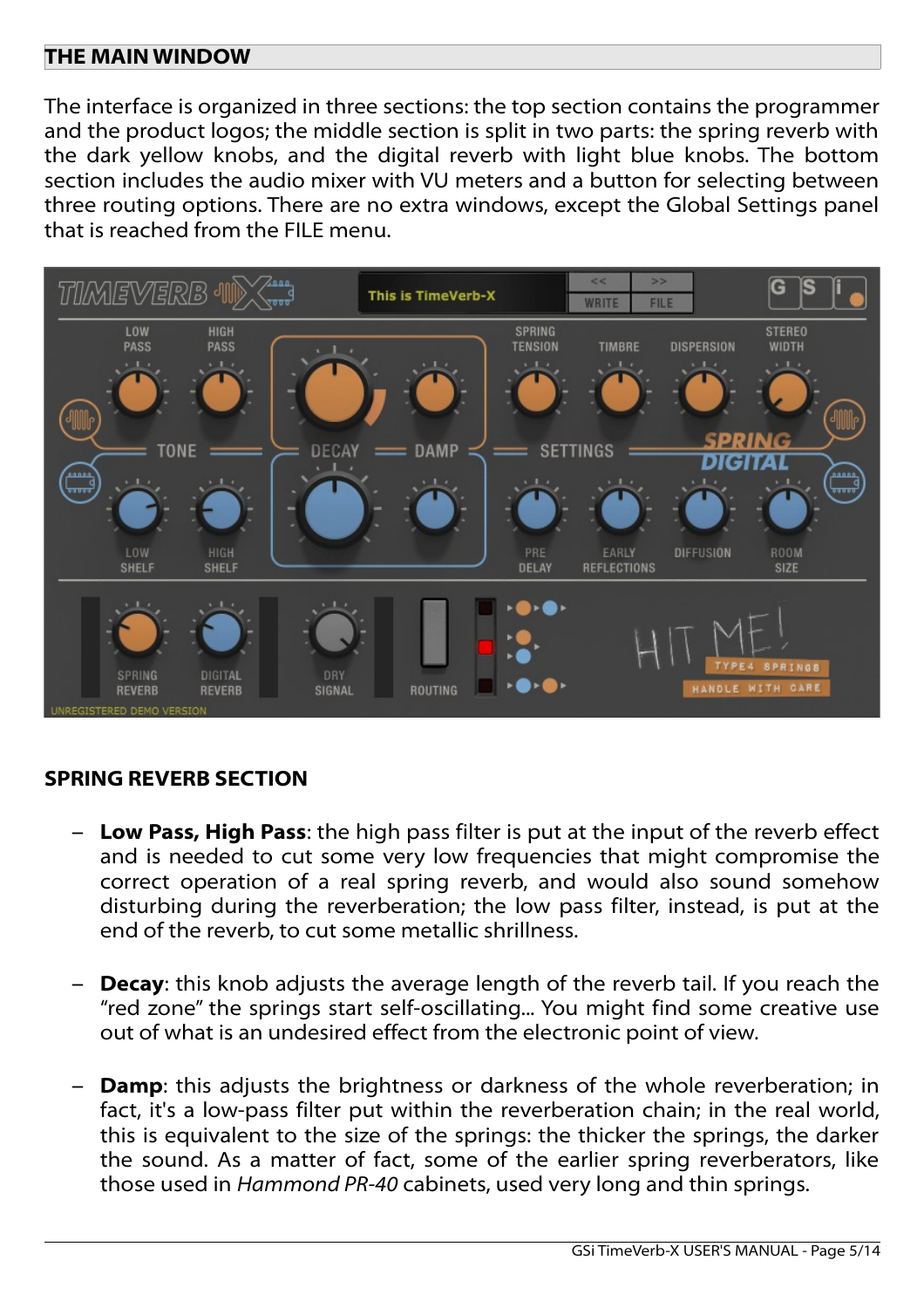## THE MAIN WINDOW

The interface is organized in three sections: the top section contains the programmer and the product logos; the middle section is split in two parts: the spring reverb with the dark yellow knobs, and the digital reverb with light blue knobs. The bottom section includes the audio mixer with VU meters and a button for selecting between three routing options. There are no extra windows, except the Global Settings panel that is reached from the FILE menu.

## SPRING REVERB SECTION

- **Low Pass, High Pass**: the high pass filter is put at the input of the reverb effect and is needed to cut some very low frequencies that might compromise the correct operation of a real spring reverb, and would also sound somehow disturbing during the reverberation; the low pass filter, instead, is put at the end of the reverb, to cut some metallic shrillness.

- **Decay**: this knob adjusts the average length of the reverb tail. If you reach the “red zone” the springs start self-oscillating... You might find some creative use out of what is an undesired effect from the electronic point of view.

- **Damp**: this adjusts the brightness or darkness of the whole reverberation; in fact, it's a low-pass filter put within the reverberation chain; in the real world, this is equivalent to the size of the springs: the thicker the springs, the darker the sound. As a matter of fact, some of the earlier spring reverberators, like those used in *Hammond PR-40* cabinets, used very long and thin springs.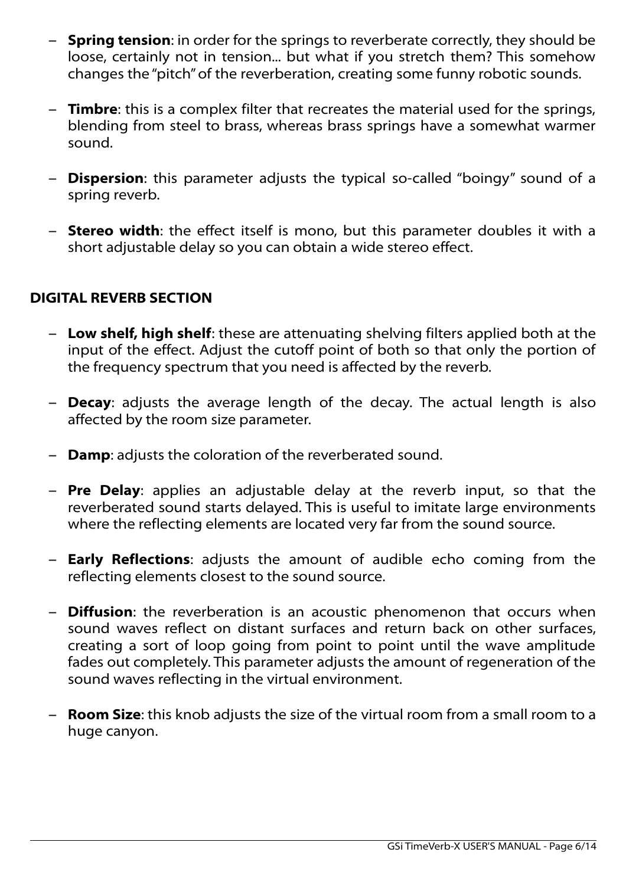- **Spring tension**: in order for the springs to reverberate correctly, they should be loose, certainly not in tension... but what if you stretch them? This somehow changes the "pitch" of the reverberation, creating some funny robotic sounds.

- **Timbre**: this is a complex filter that recreates the material used for the springs, blending from steel to brass, whereas brass springs have a somewhat warmer sound.

- **Dispersion**: this parameter adjusts the typical so-called "boingy" sound of a spring reverb.

- **Stereo width**: the effect itself is mono, but this parameter doubles it with a short adjustable delay so you can obtain a wide stereo effect.

## DIGITAL REVERB SECTION

- **Low shelf, high shelf**: these are attenuating shelving filters applied both at the input of the effect. Adjust the cutoff point of both so that only the portion of the frequency spectrum that you need is affected by the reverb.

- **Decay**: adjusts the average length of the decay. The actual length is also affected by the room size parameter.

- **Damp**: adjusts the coloration of the reverberated sound.

- **Pre Delay**: applies an adjustable delay at the reverb input, so that the reverberated sound starts delayed. This is useful to imitate large environments where the reflecting elements are located very far from the sound source.

- **Early Reflections**: adjusts the amount of audible echo coming from the reflecting elements closest to the sound source.

- **Diffusion**: the reverberation is an acoustic phenomenon that occurs when sound waves reflect on distant surfaces and return back on other surfaces, creating a sort of loop going from point to point until the wave amplitude fades out completely. This parameter adjusts the amount of regeneration of the sound waves reflecting in the virtual environment.

- **Room Size**: this knob adjusts the size of the virtual room from a small room to a huge canyon.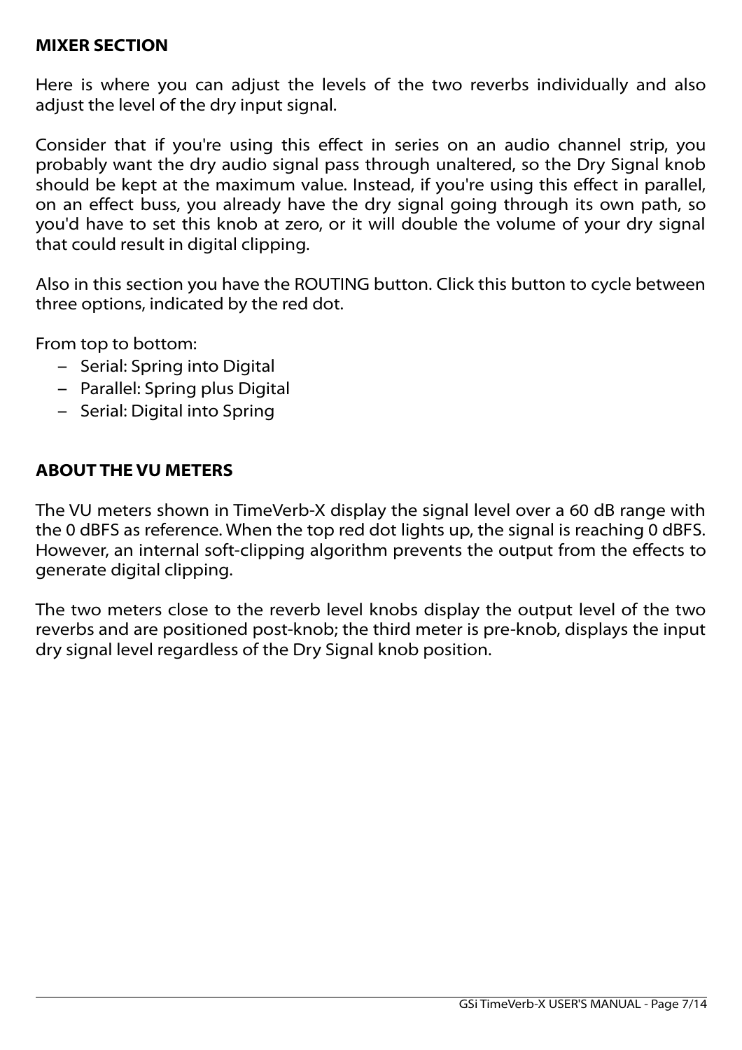## MIXER SECTION

Here is where you can adjust the levels of the two reverbs individually and also adjust the level of the dry input signal.

Consider that if you're using this effect in series on an audio channel strip, you probably want the dry audio signal pass through unaltered, so the Dry Signal knob should be kept at the maximum value. Instead, if you're using this effect in parallel, on an effect buss, you already have the dry signal going through its own path, so you'd have to set this knob at zero, or it will double the volume of your dry signal that could result in digital clipping.

Also in this section you have the ROUTING button. Click this button to cycle between three options, indicated by the red dot.

From top to bottom:

- Serial: Spring into Digital
- Parallel: Spring plus Digital
- Serial: Digital into Spring

## ABOUT THE VU METERS

The VU meters shown in TimeVerb-X display the signal level over a 60 dB range with the 0 dBFS as reference. When the top red dot lights up, the signal is reaching 0 dBFS. However, an internal soft-clipping algorithm prevents the output from the effects to generate digital clipping.

The two meters close to the reverb level knobs display the output level of the two reverbs and are positioned post-knob; the third meter is pre-knob, displays the input dry signal level regardless of the Dry Signal knob position.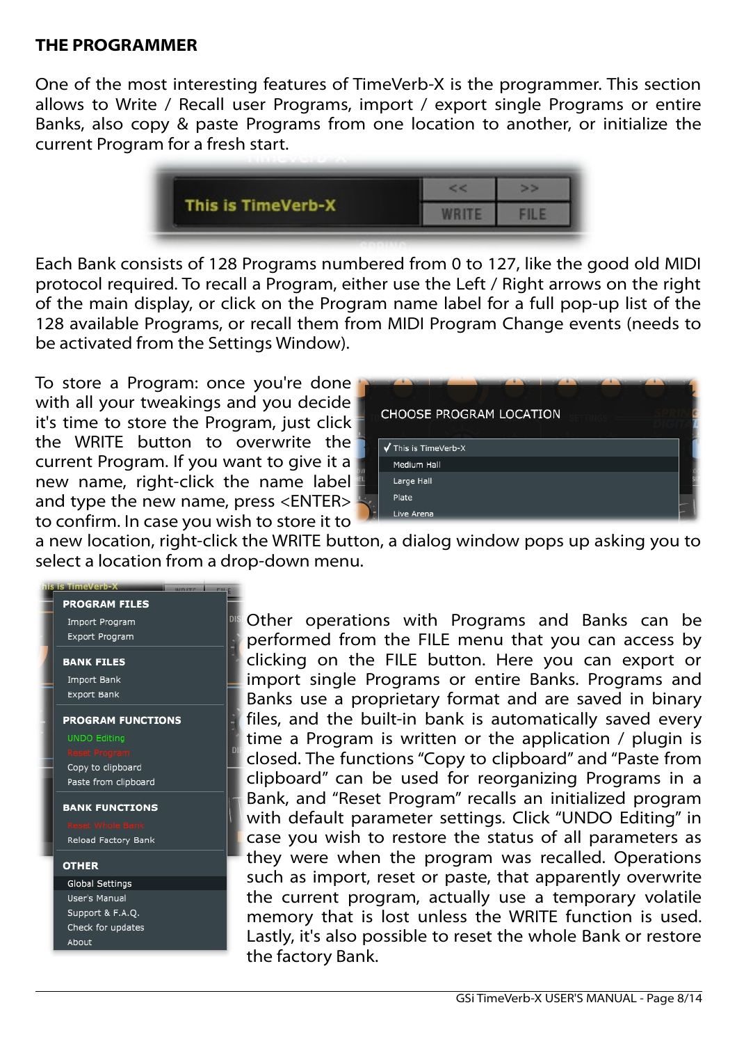## THE PROGRAMMER

One of the most interesting features of TimeVerb-X is the programmer. This section allows to Write / Recall user Programs, import / export single Programs or entire Banks, also copy & paste Programs from one location to another, or initialize the current Program for a fresh start.

Each Bank consists of 128 Programs numbered from 0 to 127, like the good old MIDI protocol required. To recall a Program, either use the Left / Right arrows on the right of the main display, or click on the Program name label for a full pop-up list of the 128 available Programs, or recall them from MIDI Program Change events (needs to be activated from the Settings Window).

To store a Program: once you're done with all your tweakings and you decide it's time to store the Program, just click the WRITE button to overwrite the current Program. If you want to give it a new name, right-click the name label and type the new name, press <ENTER> to confirm. In case you wish to store it to a new location, right-click the WRITE button, a dialog window pops up asking you to select a location from a drop-down menu.

Other operations with Programs and Banks can be performed from the FILE menu that you can access by clicking on the FILE button. Here you can export or import single Programs or entire Banks. Programs and Banks use a proprietary format and are saved in binary files, and the built-in bank is automatically saved every time a Program is written or the application / plugin is closed. The functions "Copy to clipboard" and "Paste from clipboard" can be used for reorganizing Programs in a Bank, and "Reset Program" recalls an initialized program with default parameter settings. Click "UNDO Editing" in case you wish to restore the status of all parameters as they were when the program was recalled. Operations such as import, reset or paste, that apparently overwrite the current program, actually use a temporary volatile memory that is lost unless the WRITE function is used. Lastly, it's also possible to reset the whole Bank or restore the factory Bank.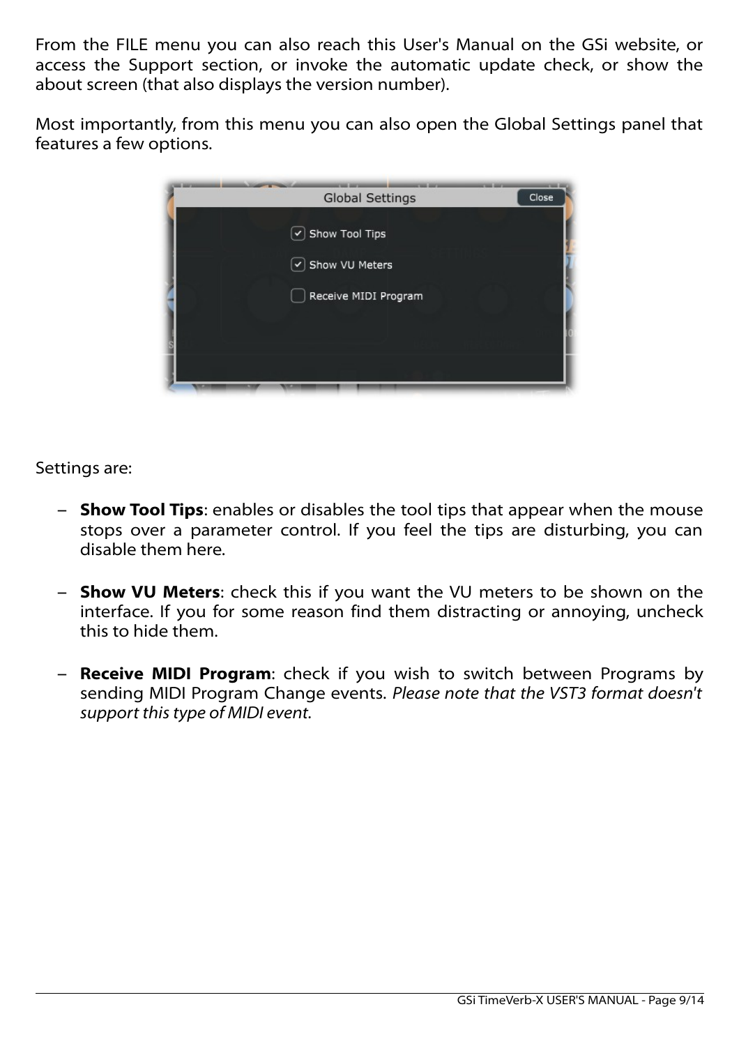From the FILE menu you can also reach this User's Manual on the GSi website, or access the Support section, or invoke the automatic update check, or show the about screen (that also displays the version number).

Most importantly, from this menu you can also open the Global Settings panel that features a few options.

Settings are:

- **Show Tool Tips**: enables or disables the tool tips that appear when the mouse stops over a parameter control. If you feel the tips are disturbing, you can disable them here.

- **Show VU Meters**: check this if you want the VU meters to be shown on the interface. If you for some reason find them distracting or annoying, uncheck this to hide them.

- **Receive MIDI Program**: check if you wish to switch between Programs by sending MIDI Program Change events. *Please note that the VST3 format doesn't support this type of MIDI event.*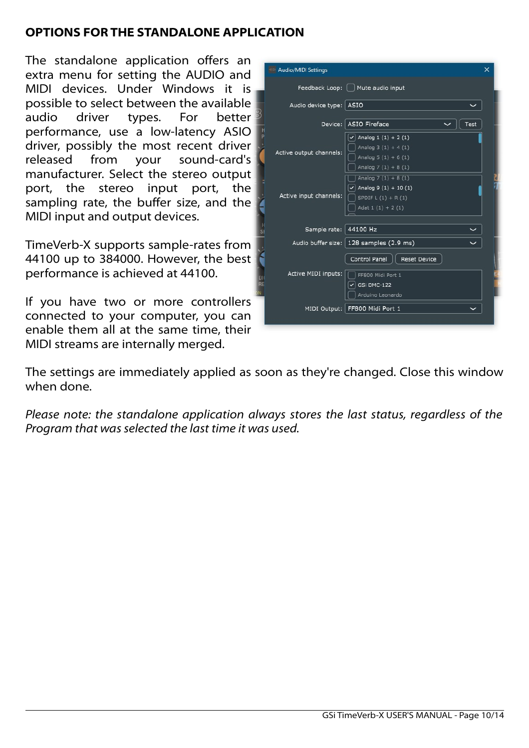## OPTIONS FOR THE STANDALONE APPLICATION

The standalone application offers an extra menu for setting the AUDIO and MIDI devices. Under Windows it is possible to select between the available audio driver types. For better performance, use a low-latency ASIO driver, possibly the most recent driver released from your sound-card's manufacturer. Select the stereo output port, the stereo input port, the sampling rate, the buffer size, and the MIDI input and output devices.

TimeVerb-X supports sample-rates from 44100 up to 384000. However, the best performance is achieved at 44100.

If you have two or more controllers connected to your computer, you can enable them all at the same time, their MIDI streams are internally merged.

The settings are immediately applied as soon as they're changed. Close this window when done.

*Please note: the standalone application always stores the last status, regardless of the Program that was selected the last time it was used.*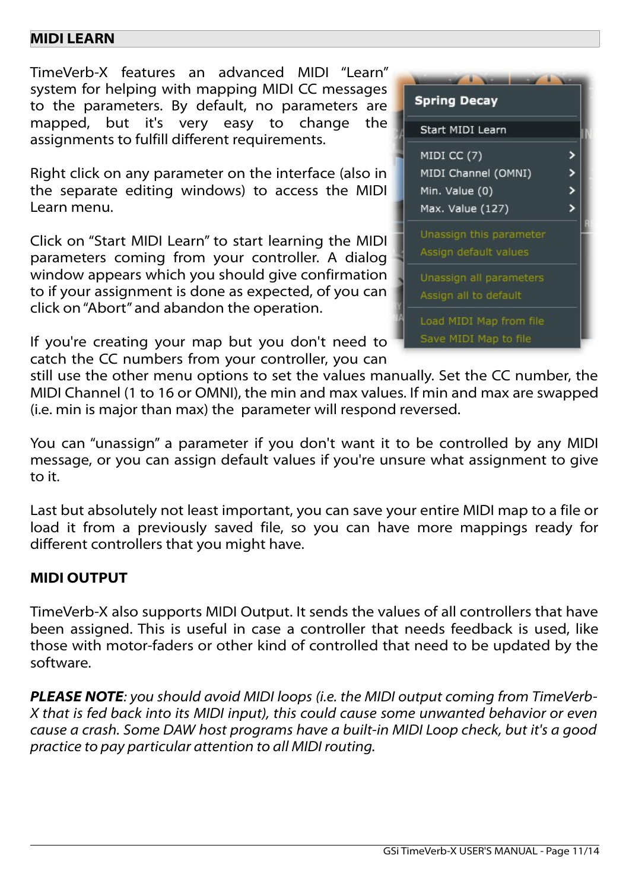## MIDI LEARN

TimeVerb-X features an advanced MIDI “Learn” system for helping with mapping MIDI CC messages to the parameters. By default, no parameters are mapped, but it's very easy to change the assignments to fulfill different requirements.

Right click on any parameter on the interface (also in the separate editing windows) to access the MIDI Learn menu.

Click on “Start MIDI Learn” to start learning the MIDI parameters coming from your controller. A dialog window appears which you should give confirmation to if your assignment is done as expected, of you can click on “Abort” and abandon the operation.

If you're creating your map but you don't need to catch the CC numbers from your controller, you can still use the other menu options to set the values manually. Set the CC number, the MIDI Channel (1 to 16 or OMNI), the min and max values. If min and max are swapped (i.e. min is major than max) the parameter will respond reversed.

You can “unassign” a parameter if you don't want it to be controlled by any MIDI message, or you can assign default values if you're unsure what assignment to give to it.

Last but absolutely not least important, you can save your entire MIDI map to a file or load it from a previously saved file, so you can have more mappings ready for different controllers that you might have.

## MIDI OUTPUT

TimeVerb-X also supports MIDI Output. It sends the values of all controllers that have been assigned. This is useful in case a controller that needs feedback is used, like those with motor-faders or other kind of controlled that need to be updated by the software.

***PLEASE NOTE****: you should avoid MIDI loops (i.e. the MIDI output coming from TimeVerb-X that is fed back into its MIDI input), this could cause some unwanted behavior or even cause a crash. Some DAW host programs have a built-in MIDI Loop check, but it's a good practice to pay particular attention to all MIDI routing.*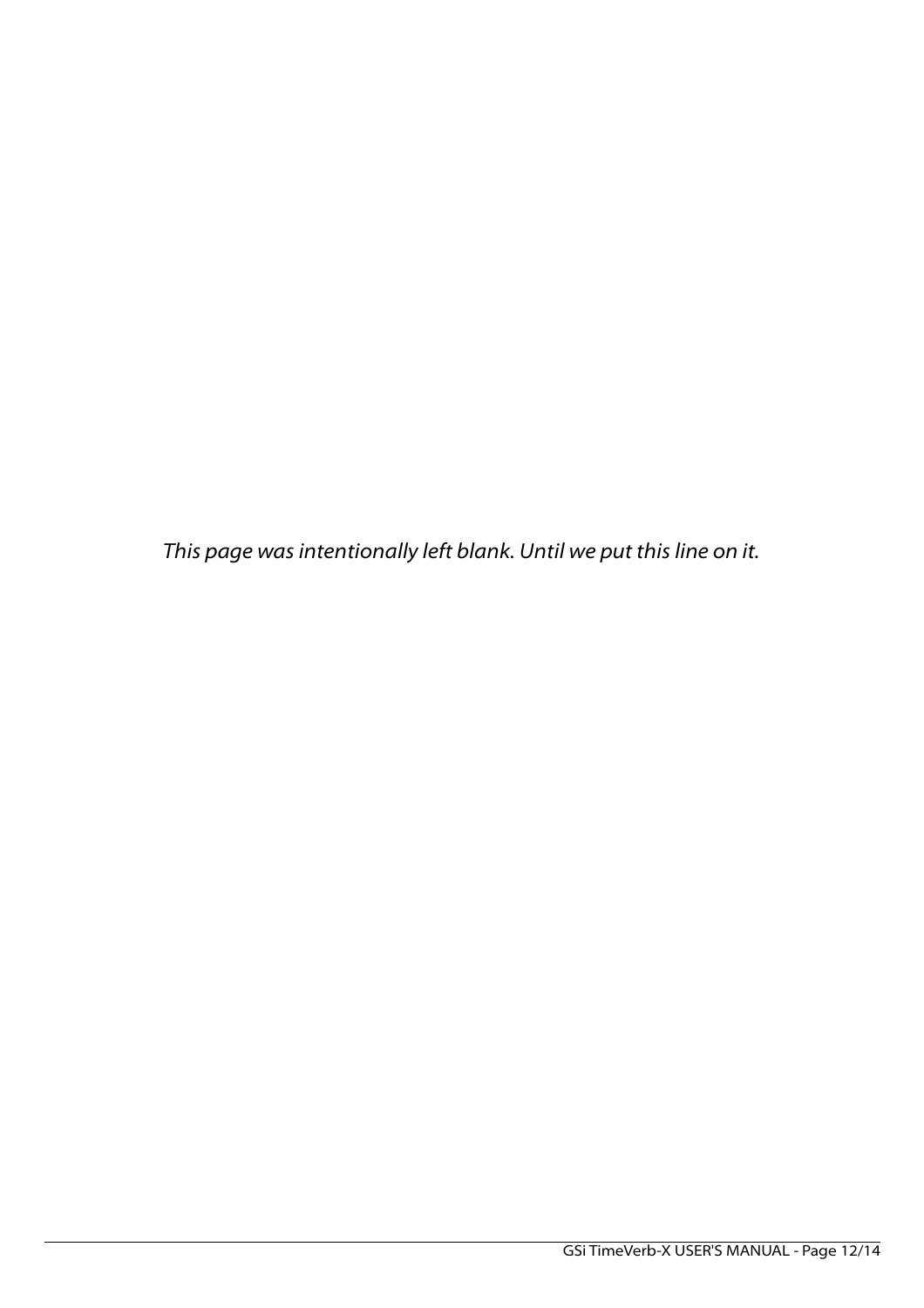*This page was intentionally left blank. Until we put this line on it.*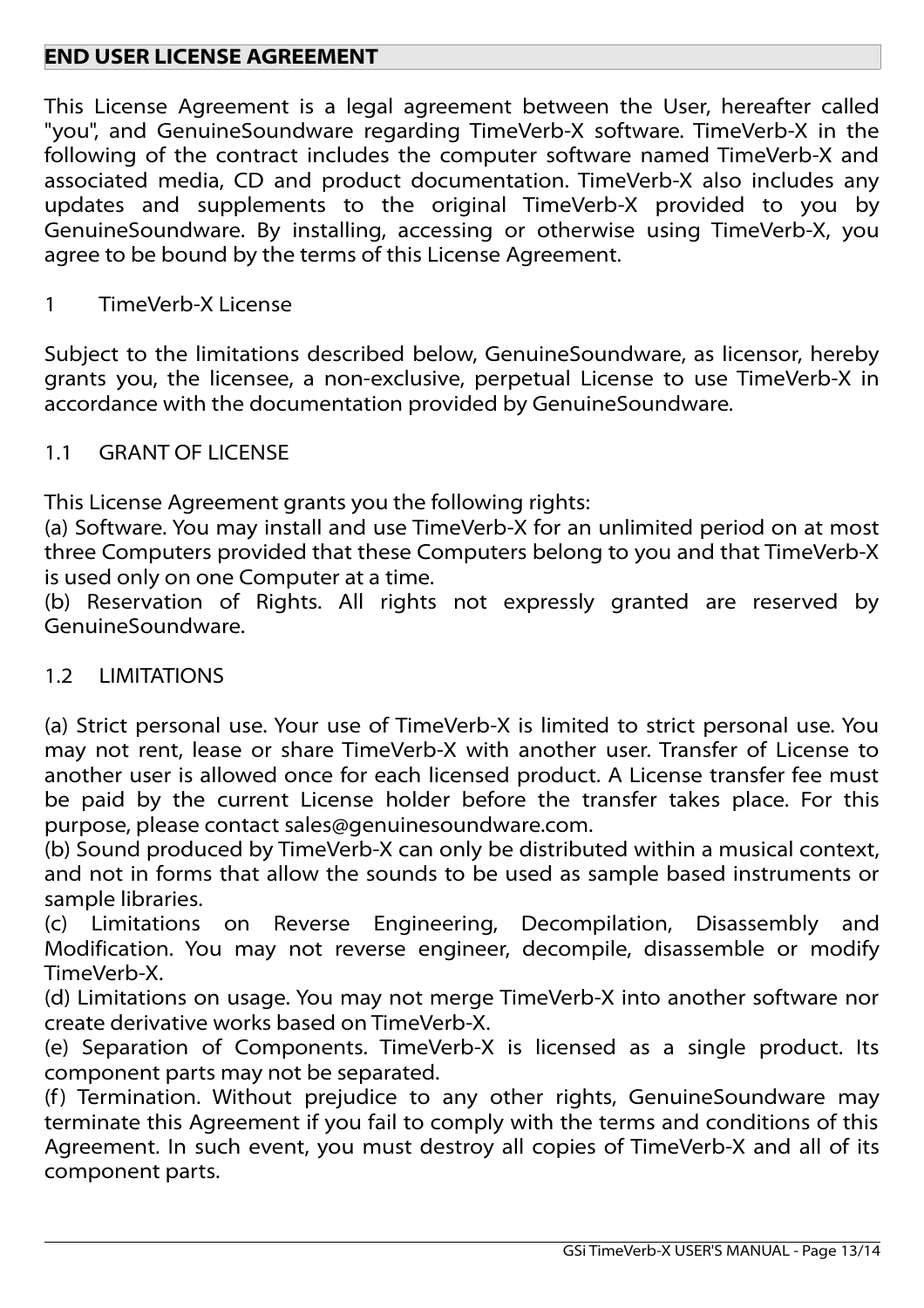## END USER LICENSE AGREEMENT

This License Agreement is a legal agreement between the User, hereafter called "you", and GenuineSoundware regarding TimeVerb-X software. TimeVerb-X in the following of the contract includes the computer software named TimeVerb-X and associated media, CD and product documentation. TimeVerb-X also includes any updates and supplements to the original TimeVerb-X provided to you by GenuineSoundware. By installing, accessing or otherwise using TimeVerb-X, you agree to be bound by the terms of this License Agreement.

### 1 TimeVerb-X License

Subject to the limitations described below, GenuineSoundware, as licensor, hereby grants you, the licensee, a non-exclusive, perpetual License to use TimeVerb-X in accordance with the documentation provided by GenuineSoundware.

### 1.1 GRANT OF LICENSE

This License Agreement grants you the following rights:
(a) Software. You may install and use TimeVerb-X for an unlimited period on at most three Computers provided that these Computers belong to you and that TimeVerb-X is used only on one Computer at a time.
(b) Reservation of Rights. All rights not expressly granted are reserved by GenuineSoundware.

### 1.2 LIMITATIONS

(a) Strict personal use. Your use of TimeVerb-X is limited to strict personal use. You may not rent, lease or share TimeVerb-X with another user. Transfer of License to another user is allowed once for each licensed product. A License transfer fee must be paid by the current License holder before the transfer takes place. For this purpose, please contact sales@genuinesoundware.com.
(b) Sound produced by TimeVerb-X can only be distributed within a musical context, and not in forms that allow the sounds to be used as sample based instruments or sample libraries.
(c) Limitations on Reverse Engineering, Decompilation, Disassembly and Modification. You may not reverse engineer, decompile, disassemble or modify TimeVerb-X.
(d) Limitations on usage. You may not merge TimeVerb-X into another software nor create derivative works based on TimeVerb-X.
(e) Separation of Components. TimeVerb-X is licensed as a single product. Its component parts may not be separated.
(f) Termination. Without prejudice to any other rights, GenuineSoundware may terminate this Agreement if you fail to comply with the terms and conditions of this Agreement. In such event, you must destroy all copies of TimeVerb-X and all of its component parts.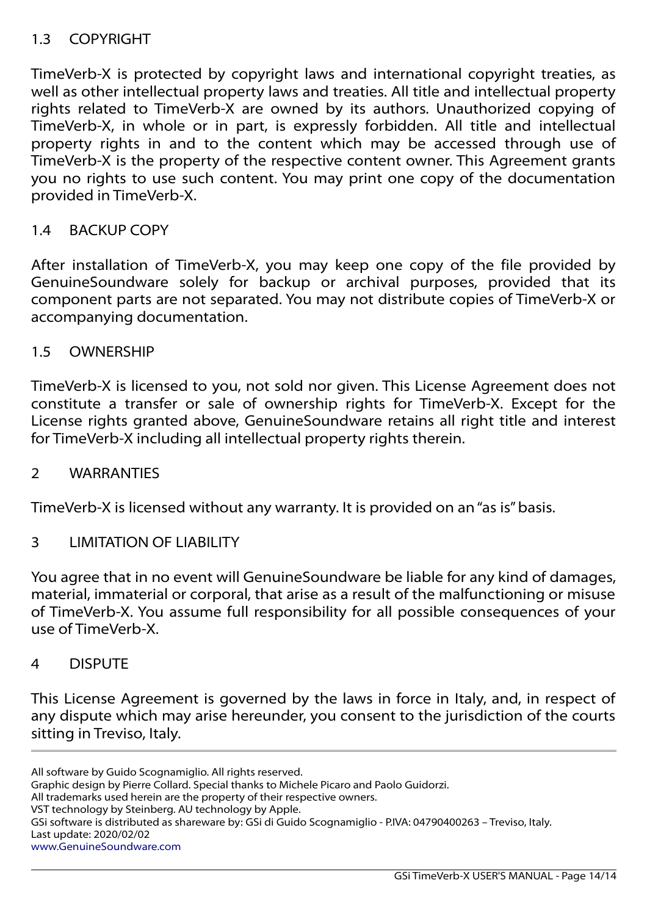### 1.3 COPYRIGHT

TimeVerb-X is protected by copyright laws and international copyright treaties, as well as other intellectual property laws and treaties. All title and intellectual property rights related to TimeVerb-X are owned by its authors. Unauthorized copying of TimeVerb-X, in whole or in part, is expressly forbidden. All title and intellectual property rights in and to the content which may be accessed through use of TimeVerb-X is the property of the respective content owner. This Agreement grants you no rights to use such content. You may print one copy of the documentation provided in TimeVerb-X.

### 1.4 BACKUP COPY

After installation of TimeVerb-X, you may keep one copy of the file provided by GenuineSoundware solely for backup or archival purposes, provided that its component parts are not separated. You may not distribute copies of TimeVerb-X or accompanying documentation.

### 1.5 OWNERSHIP

TimeVerb-X is licensed to you, not sold nor given. This License Agreement does not constitute a transfer or sale of ownership rights for TimeVerb-X. Except for the License rights granted above, GenuineSoundware retains all right title and interest for TimeVerb-X including all intellectual property rights therein.

## 2 WARRANTIES

TimeVerb-X is licensed without any warranty. It is provided on an "as is" basis.

## 3 LIMITATION OF LIABILITY

You agree that in no event will GenuineSoundware be liable for any kind of damages, material, immaterial or corporal, that arise as a result of the malfunctioning or misuse of TimeVerb-X. You assume full responsibility for all possible consequences of your use of TimeVerb-X.

## 4 DISPUTE

This License Agreement is governed by the laws in force in Italy, and, in respect of any dispute which may arise hereunder, you consent to the jurisdiction of the courts sitting in Treviso, Italy.

---

All software by Guido Scognamiglio. All rights reserved.
Graphic design by Pierre Collard. Special thanks to Michele Picaro and Paolo Guidorzi.
All trademarks used herein are the property of their respective owners.
VST technology by Steinberg. AU technology by Apple.
GSi software is distributed as shareware by: GSi di Guido Scognamiglio - P.IVA: 04790400263 – Treviso, Italy.
Last update: 2020/02/02
www.GenuineSoundware.com